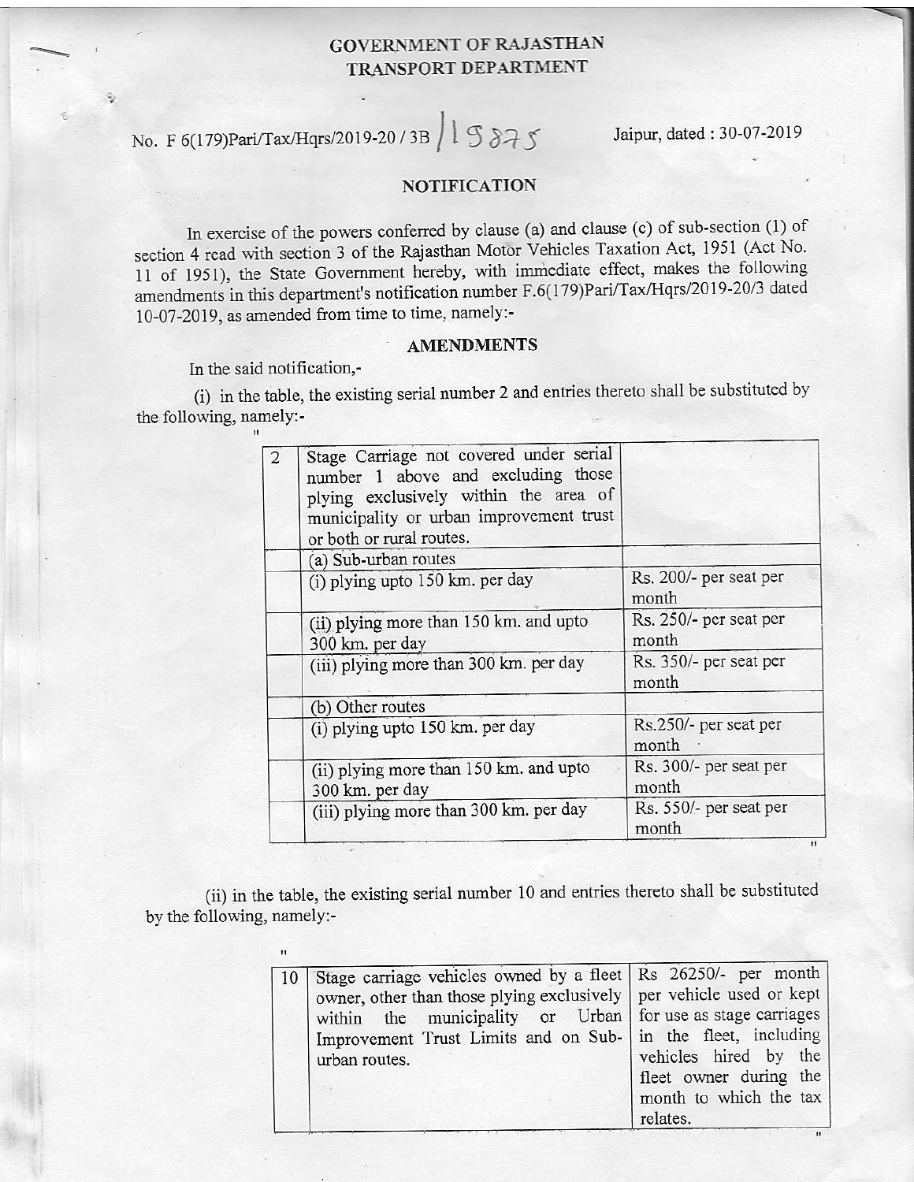**GOVERNMENT OF RAJASTHAN**
**TRANSPORT DEPARTMENT**

No. F 6(179)Pari/Tax/Hqrs/2019-20 / 3B / 15875 Jaipur, dated : 30-07-2019

## NOTIFICATION

In exercise of the powers conferred by clause (a) and clause (c) of sub-section (1) of section 4 read with section 3 of the Rajasthan Motor Vehicles Taxation Act, 1951 (Act No. 11 of 1951), the State Government hereby, with immediate effect, makes the following amendments in this department's notification number F.6(179)Pari/Tax/Hqrs/2019-20/3 dated 10-07-2019, as amended from time to time, namely:-

### AMENDMENTS

In the said notification,-

(i) in the table, the existing serial number 2 and entries thereto shall be substituted by the following, namely:-

"

| | | |
|---|---|---|
| 2 | Stage Carriage not covered under serial number 1 above and excluding those plying exclusively within the area of municipality or urban improvement trust or both or rural routes. | |
| | (a) Sub-urban routes | |
| | (i) plying upto 150 km. per day | Rs. 200/- per seat per month |
| | (ii) plying more than 150 km. and upto 300 km. per day | Rs. 250/- per seat per month |
| | (iii) plying more than 300 km. per day | Rs. 350/- per seat per month |
| | (b) Other routes | |
| | (i) plying upto 150 km. per day | Rs.250/- per seat per month |
| | (ii) plying more than 150 km. and upto 300 km. per day | Rs. 300/- per seat per month |
| | (iii) plying more than 300 km. per day | Rs. 550/- per seat per month |

"

(ii) in the table, the existing serial number 10 and entries thereto shall be substituted by the following, namely:-

"

| | | |
|---|---|---|
| 10 | Stage carriage vehicles owned by a fleet owner, other than those plying exclusively within the municipality or Urban Improvement Trust Limits and on Sub-urban routes. | Rs 26250/- per month per vehicle used or kept for use as stage carriages in the fleet, including vehicles hired by the fleet owner during the month to which the tax relates. |

"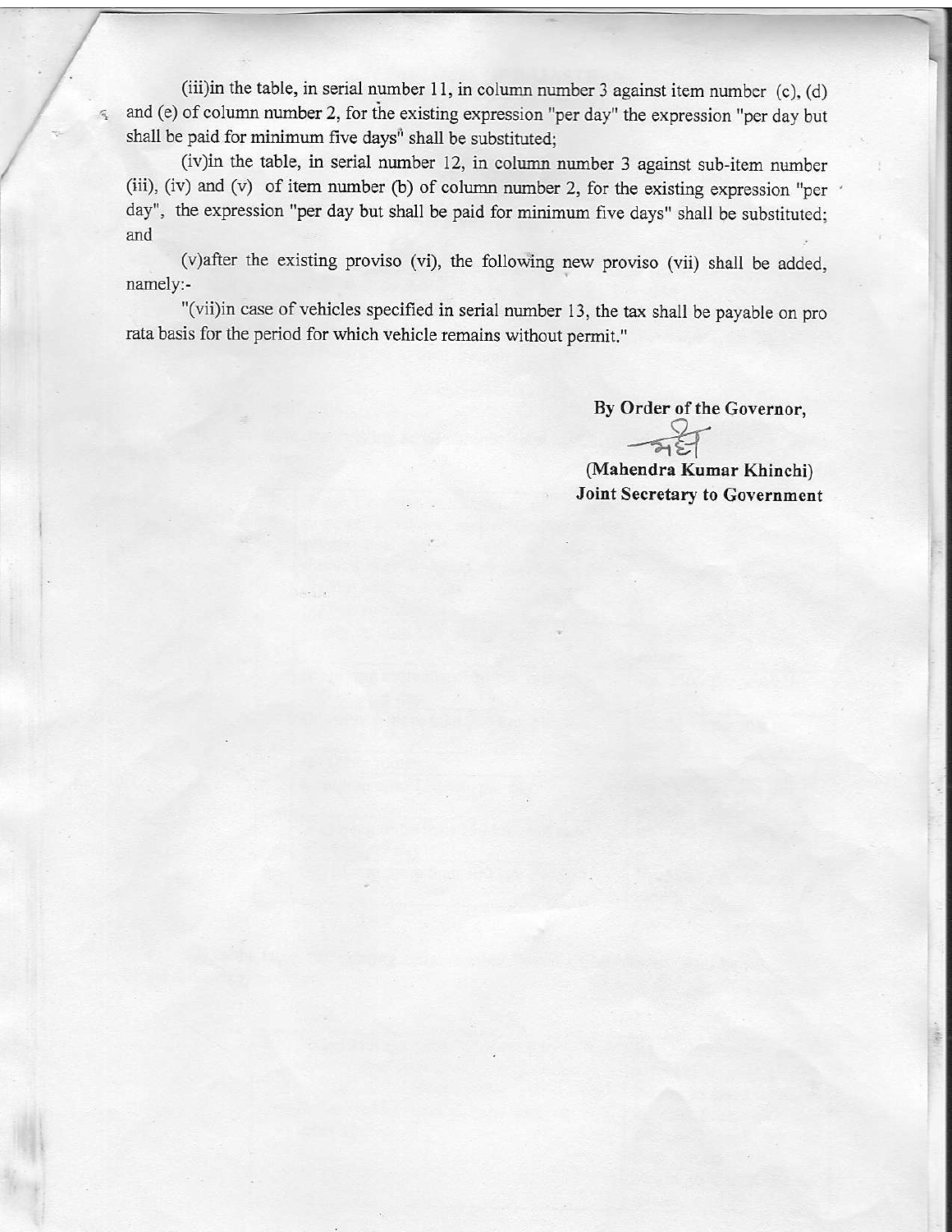(iii)in the table, in serial number 11, in column number 3 against item number (c), (d) and (e) of column number 2, for the existing expression "per day" the expression "per day but shall be paid for minimum five days" shall be substituted;

(iv)in the table, in serial number 12, in column number 3 against sub-item number (iii), (iv) and (v) of item number (b) of column number 2, for the existing expression "per day", the expression "per day but shall be paid for minimum five days" shall be substituted; and

(v)after the existing proviso (vi), the following new proviso (vii) shall be added, namely:-

"(vii)in case of vehicles specified in serial number 13, the tax shall be payable on pro rata basis for the period for which vehicle remains without permit."

**By Order of the Governor,**

**(Mahendra Kumar Khinchi)**
**Joint Secretary to Government**